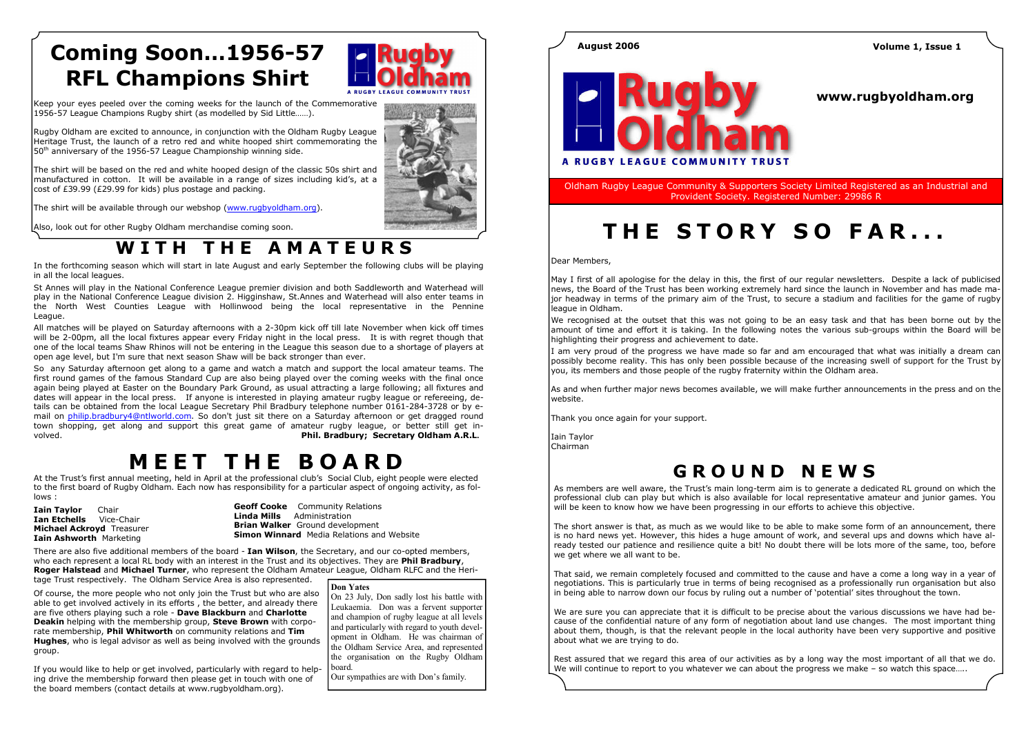# Coming Soon...1956-57 RFL Champions Shirt

Keep your eyes peeled over the coming weeks for the launch of the Commemorative 1956-57 League Champions Rugby shirt (as modelled by Sid Little……).

Rugby Oldham are excited to announce, in conjunction with the Oldham Rugby League Heritage Trust, the launch of a retro red and white hooped shirt commemorating the 50th anniversary of the 1956-57 League Championship winning side.

The shirt will be based on the red and white hooped design of the classic 50s shirt and manufactured in cotton. It will be available in a range of sizes including kid's, at a cost of £39.99 (£29.99 for kids) plus postage and packing.

The shirt will be available through our webshop (www.rugbyoldham.org).

Also, look out for other Rugby Oldham merchandise coming soon.

# WITH THE AMATEURS

In the forthcoming season which will start in late August and early September the following clubs will be playing in all the local leagues.

St Annes will play in the National Conference League premier division and both Saddleworth and Waterhead will play in the National Conference League division 2. Higginshaw, St.Annes and Waterhead will also enter teams in the North West Counties League with Hollinwood being the local representative in the Pennine League.

All matches will be played on Saturday afternoons with a 2-30pm kick off till late November when kick off times will be 2-00pm, all the local fixtures appear every Friday night in the local press. It is with regret though that one of the local teams Shaw Rhinos will not be entering in the League this season due to a shortage of players at open age level, but I'm sure that next season Shaw will be back stronger than ever.

So any Saturday afternoon get along to a game and watch a match and support the local amateur teams. The first round games of the famous Standard Cup are also being played over the coming weeks with the final once again being played at Easter on the Boundary Park Ground, as usual attracting a large following; all fixtures and dates will appear in the local press. If anyone is interested in playing amateur rugby league or refereeing, details can be obtained from the local League Secretary Phil Bradbury telephone number 0161-284-3728 or by e-mail on philip.bradbury4@ntlworld.com. So don't just sit there on a Saturday afternoon or get dragged round town shopping, get along and support this great game of amateur rugby league, or better still get involved. **Phil. Bradbury; Secretary Oldham A.R.L.**

# MEET THE BOARD

At the Trust's first annual meeting, held in April at the professional club's Social Club, eight people were elected to the first board of Rugby Oldham. Each now has responsibility for a particular aspect of ongoing activity, as follows :

**Iain Taylor** Chair
**Ian Etchells** Vice-Chair
**Michael Ackroyd** Treasurer
**Iain Ashworth** Marketing
**Geoff Cooke** Community Relations
**Linda Mills** Administration
**Brian Walker** Ground development
**Simon Winnard** Media Relations and Website

There are also five additional members of the board - **Ian Wilson**, the Secretary, and our co-opted members, who each represent a local RL body with an interest in the Trust and its objectives. They are **Phil Bradbury**, **Roger Halstead** and **Michael Turner**, who represent the Oldham Amateur League, Oldham RLFC and the Heritage Trust respectively. The Oldham Service Area is also represented.

Of course, the more people who not only join the Trust but who are also able to get involved actively in its efforts , the better, and already there are five others playing such a role - **Dave Blackburn** and **Charlotte Deakin** helping with the membership group, **Steve Brown** with corporate membership, **Phil Whitworth** on community relations and **Tim Hughes**, who is legal advisor as well as being involved with the grounds group.

If you would like to help or get involved, particularly with regard to helping drive the membership forward then please get in touch with one of the board members (contact details at www.rugbyoldham.org).

**Don Yates**

On 23 July, Don sadly lost his battle with Leukaemia. Don was a fervent supporter and champion of rugby league at all levels and particularly with regard to youth development in Oldham. He was chairman of the Oldham Service Area, and represented the organisation on the Rugby Oldham board.

Our sympathies are with Don's family.

---

August 2006 — Volume 1, Issue 1

**Rugby Oldham — A RUGBY LEAGUE COMMUNITY TRUST**

**www.rugbyoldham.org**

Oldham Rugby League Community & Supporters Society Limited Registered as an Industrial and Provident Society. Registered Number: 29986 R

# THE STORY SO FAR...

Dear Members,

May I first of all apologise for the delay in this, the first of our regular newsletters. Despite a lack of publicised news, the Board of the Trust has been working extremely hard since the launch in November and has made major headway in terms of the primary aim of the Trust, to secure a stadium and facilities for the game of rugby league in Oldham.

We recognised at the outset that this was not going to be an easy task and that has been borne out by the amount of time and effort it is taking. In the following notes the various sub-groups within the Board will be highlighting their progress and achievement to date.

I am very proud of the progress we have made so far and am encouraged that what was initially a dream can possibly become reality. This has only been possible because of the increasing swell of support for the Trust by you, its members and those people of the rugby fraternity within the Oldham area.

As and when further major news becomes available, we will make further announcements in the press and on the website.

Thank you once again for your support.

Iain Taylor
Chairman

# GROUND NEWS

As members are well aware, the Trust's main long-term aim is to generate a dedicated RL ground on which the professional club can play but which is also available for local representative amateur and junior games. You will be keen to know how we have been progressing in our efforts to achieve this objective.

The short answer is that, as much as we would like to be able to make some form of an announcement, there is no hard news yet. However, this hides a huge amount of work, and several ups and downs which have already tested our patience and resilience quite a bit! No doubt there will be lots more of the same, too, before we get where we all want to be.

That said, we remain completely focused and committed to the cause and have a come a long way in a year of negotiations. This is particularly true in terms of being recognised as a professionally run organisation but also in being able to narrow down our focus by ruling out a number of 'potential' sites throughout the town.

We are sure you can appreciate that it is difficult to be precise about the various discussions we have had because of the confidential nature of any form of negotiation about land use changes. The most important thing about them, though, is that the relevant people in the local authority have been very supportive and positive about what we are trying to do.

Rest assured that we regard this area of our activities as by a long way the most important of all that we do. We will continue to report to you whatever we can about the progress we make – so watch this space…..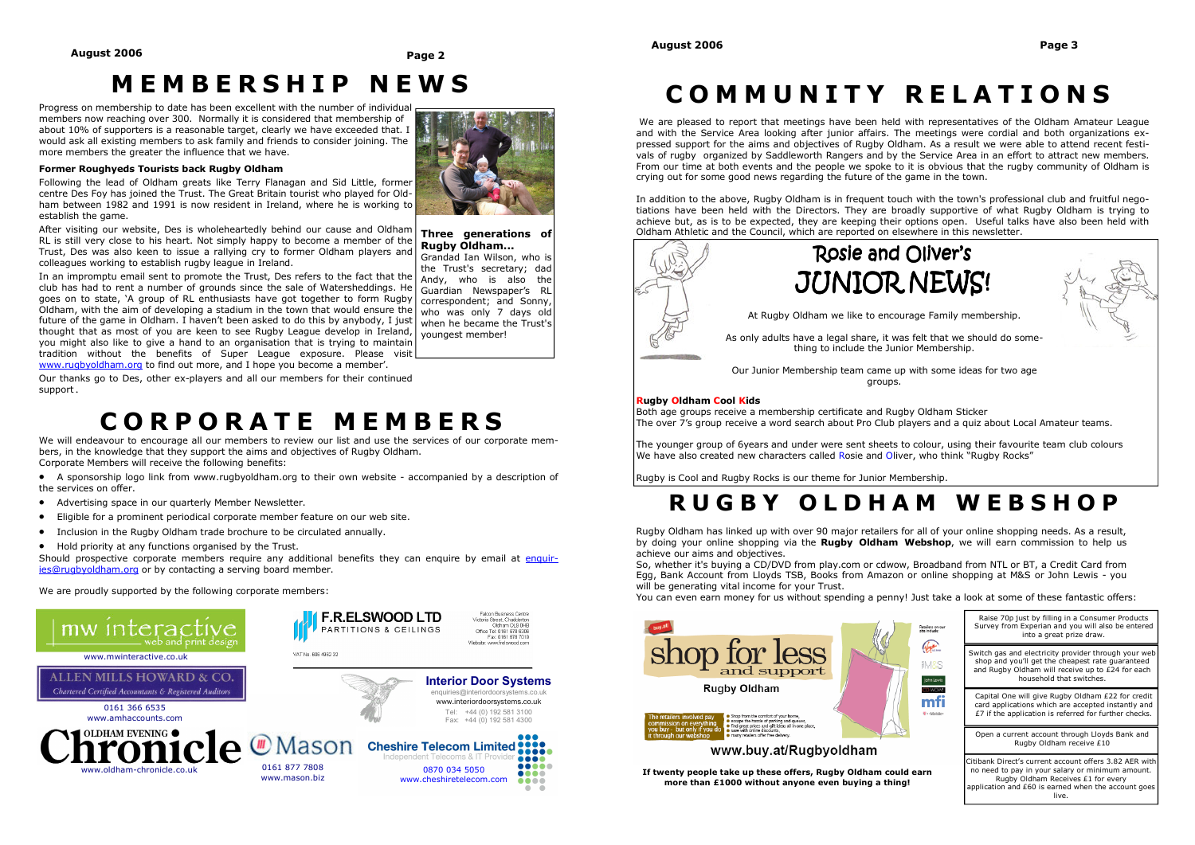# MEMBERSHIP NEWS

Progress on membership to date has been excellent with the number of individual members now reaching over 300. Normally it is considered that membership of about 10% of supporters is a reasonable target, clearly we have exceeded that. I would ask all existing members to ask family and friends to consider joining. The more members the greater the influence that we have.

**Former Roughyeds Tourists back Rugby Oldham**

Following the lead of Oldham greats like Terry Flanagan and Sid Little, former centre Des Foy has joined the Trust. The Great Britain tourist who played for Oldham between 1982 and 1991 is now resident in Ireland, where he is working to establish the game.

After visiting our website, Des is wholeheartedly behind our cause and Oldham RL is still very close to his heart. Not simply happy to become a member of the Trust, Des was also keen to issue a rallying cry to former Oldham players and colleagues working to establish rugby league in Ireland.

In an impromptu email sent to promote the Trust, Des refers to the fact that the club has had to rent a number of grounds since the sale of Watersheddings. He goes on to state, 'A group of RL enthusiasts have got together to form Rugby Oldham, with the aim of developing a stadium in the town that would ensure the future of the game in Oldham. I haven't been asked to do this by anybody, I just thought that as most of you are keen to see Rugby League develop in Ireland, you might also like to give a hand to an organisation that is trying to maintain tradition without the benefits of Super League exposure. Please visit www.rugbyoldham.org to find out more, and I hope you become a member'.

Our thanks go to Des, other ex-players and all our members for their continued support.

**Three generations of Rugby Oldham...**
Grandad Ian Wilson, who is the Trust's secretary; dad Andy, who is also the Guardian Newspaper's RL correspondent; and Sonny, who was only 7 days old when he became the Trust's youngest member!

# CORPORATE MEMBERS

We will endeavour to encourage all our members to review our list and use the services of our corporate members, in the knowledge that they support the aims and objectives of Rugby Oldham.
Corporate Members will receive the following benefits:

- A sponsorship logo link from www.rugbyoldham.org to their own website - accompanied by a description of the services on offer.
- Advertising space in our quarterly Member Newsletter.
- Eligible for a prominent periodical corporate member feature on our web site.
- Inclusion in the Rugby Oldham trade brochure to be circulated annually.
- Hold priority at any functions organised by the Trust.

Should prospective corporate members require any additional benefits they can enquire by email at enquiries@rugbyoldham.org or by contacting a serving board member.

We are proudly supported by the following corporate members:

mw interactive — web and print design
www.mwinteractive.co.uk

ALLEN MILLS HOWARD & CO.
Chartered Certified Accountants & Registered Auditors
0161 366 6535
www.amhaccounts.com

OLDHAM EVENING Chronicle
www.oldham-chronicle.co.uk

F.R.ELSWOOD LTD
PARTITIONS & CEILINGS
Falcon Business Centre, Victoria Street, Chadderton, Oldham OL9 0HB
Office Tel: 0161 678 6306
Fax: 0161 678 7019
Website: www.frelswood.com
VAT No. 606 4952 92

Interior Door Systems
enquiries@interiordoorsystems.co.uk
www.interiordoorsystems.co.uk
Tel: +44 (0) 192 581 3100
Fax: +44 (0) 192 581 4300

Mason
0161 877 7808
www.mason.biz

Cheshire Telecom Limited
Independent Telecoms & IT Provider
0870 034 5050
www.cheshiretelecom.com

# COMMUNITY RELATIONS

We are pleased to report that meetings have been held with representatives of the Oldham Amateur League and with the Service Area looking after junior affairs. The meetings were cordial and both organizations expressed support for the aims and objectives of Rugby Oldham. As a result we were able to attend recent festivals of rugby organized by Saddleworth Rangers and by the Service Area in an effort to attract new members. From our time at both events and the people we spoke to it is obvious that the rugby community of Oldham is crying out for some good news regarding the future of the game in the town.

In addition to the above, Rugby Oldham is in frequent touch with the town's professional club and fruitful negotiations have been held with the Directors. They are broadly supportive of what Rugby Oldham is trying to achieve but, as is to be expected, they are keeping their options open. Useful talks have also been held with Oldham Athletic and the Council, which are reported on elsewhere in this newsletter.

## Rosie and Oliver's JUNIOR NEWS!

At Rugby Oldham we like to encourage Family membership.

As only adults have a legal share, it was felt that we should do something to include the Junior Membership.

Our Junior Membership team came up with some ideas for two age groups.

**Rugby Oldham Cool Kids**

Both age groups receive a membership certificate and Rugby Oldham Sticker
The over 7's group receive a word search about Pro Club players and a quiz about Local Amateur teams.

The younger group of 6years and under were sent sheets to colour, using their favourite team club colours
We have also created new characters called Rosie and Oliver, who think "Rugby Rocks"

Rugby is Cool and Rugby Rocks is our theme for Junior Membership.

# RUGBY OLDHAM WEBSHOP

Rugby Oldham has linked up with over 90 major retailers for all of your online shopping needs. As a result, by doing your online shopping via the **Rugby Oldham Webshop**, we will earn commission to help us achieve our aims and objectives.

So, whether it's buying a CD/DVD from play.com or cdwow, Broadband from NTL or BT, a Credit Card from Egg, Bank Account from Lloyds TSB, Books from Amazon or online shopping at M&S or John Lewis - you will be generating vital income for your Trust.

You can even earn money for us without spending a penny! Just take a look at some of these fantastic offers:

shop for less and support
Rugby Oldham
The retailers involved pay commission on everything you buy - but only if you do it through our webshop
- Shop from the comfort of your home, escape the hassle of parking and queues
- find great prices and gift ideas all in one place
- save with online discounts
- many retailers offer free delivery

www.buy.at/Rugbyoldham

**If twenty people take up these offers, Rugby Oldham could earn more than £1000 without anyone even buying a thing!**

- Raise 70p just by filling in a Consumer Products Survey from Experian and you will also be entered into a great prize draw.
- Switch gas and electricity provider through your web shop and you'll get the cheapest rate guaranteed and Rugby Oldham will receive up to £24 for each household that switches.
- Capital One will give Rugby Oldham £22 for credit card applications which are accepted instantly and £7 if the application is referred for further checks.
- Open a current account through Lloyds Bank and Rugby Oldham receive £10
- Citibank Direct's current account offers 3.82 AER with no need to pay in your salary or minimum amount. Rugby Oldham Receives £1 for every application and £60 is earned when the account goes live.